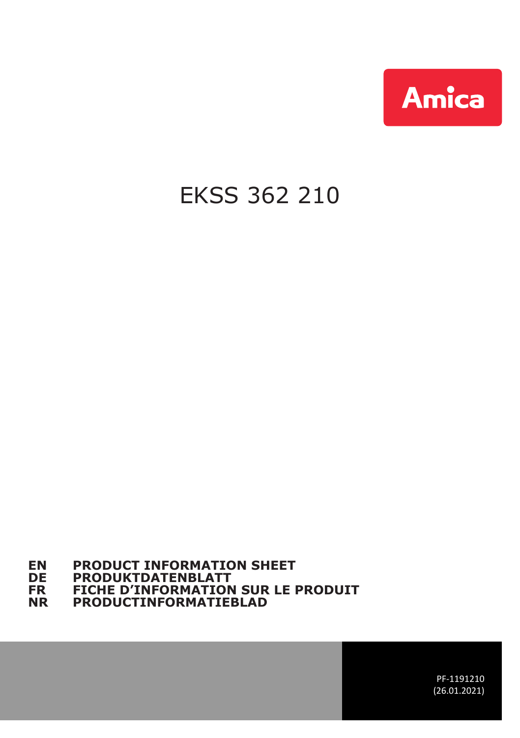Amica

# EKSS 362 210

**EN PRODUCT INFORMATION SHEET**
**DE PRODUKTDATENBLATT**
**FR FICHE D'INFORMATION SUR LE PRODUIT**
**NR PRODUCTINFORMATIEBLAD**

PF-1191210
(26.01.2021)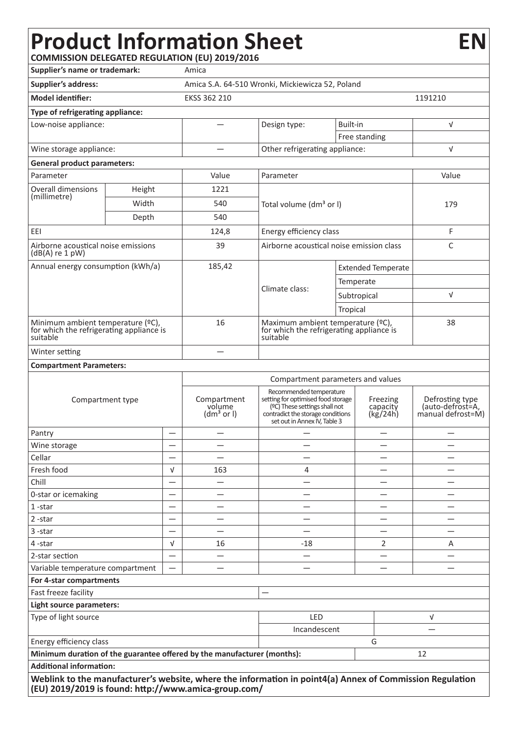# Product Information Sheet

**EN**

**COMMISSION DELEGATED REGULATION (EU) 2019/2016**

| | | | | | |
|---|---|---|---|---|---|
| **Supplier's name or trademark:** | Amica | | | | |
| **Supplier's address:** | Amica S.A. 64-510 Wronki, Mickiewicza 52, Poland | | | | |
| **Model identifier:** | EKSS 362 210 | | | | 1191210 |
| **Type of refrigerating appliance:** | | | | | |
| Low-noise appliance: | — | Design type: | Built-in | | √ |
| | | | Free standing | | |
| Wine storage appliance: | — | Other refrigerating appliance: | | | √ |

**General product parameters:**

| Parameter | | Value | Parameter | | Value |
|---|---|---|---|---|---|
| Overall dimensions (millimetre) | Height | 1221 | Total volume (dm³ or l) | | 179 |
| | Width | 540 | | | |
| | Depth | 540 | | | |
| EEI | | 124,8 | Energy efficiency class | | F |
| Airborne acoustical noise emissions (dB(A) re 1 pW) | | 39 | Airborne acoustical noise emission class | | C |
| Annual energy consumption (kWh/a) | | 185,42 | Climate class: | Extended Temperate | |
| | | | | Temperate | |
| | | | | Subtropical | √ |
| | | | | Tropical | |
| Minimum ambient temperature (ºC), for which the refrigerating appliance is suitable | | 16 | Maximum ambient temperature (ºC), for which the refrigerating appliance is suitable | | 38 |
| Winter setting | | — | | | |

**Compartment Parameters:**

| Compartment type | | Compartment volume (dm³ or l) | Recommended temperature setting for optimised food storage (ºC) These settings shall not contradict the storage conditions set out in Annex IV, Table 3 | Freezing capacity (kg/24h) | Defrosting type (auto-defrost=A, manual defrost=M) |
|---|---|---|---|---|---|
| Pantry | — | — | — | — | — |
| Wine storage | — | — | — | — | — |
| Cellar | — | — | — | — | — |
| Fresh food | √ | 163 | 4 | — | — |
| Chill | — | — | — | — | — |
| 0-star or icemaking | — | — | — | — | — |
| 1 -star | — | — | — | — | — |
| 2 -star | — | — | — | — | — |
| 3 -star | — | — | — | — | — |
| 4 -star | √ | 16 | -18 | 2 | A |
| 2-star section | — | — | — | — | — |
| Variable temperature compartment | — | — | — | — | — |

**For 4-star compartments**

| | |
|---|---|
| Fast freeze facility | — |

**Light source parameters:**

| | | |
|---|---|---|
| Type of light source | LED | √ |
| | Incandescent | — |
| Energy efficiency class | G | |

| | |
|---|---|
| **Minimum duration of the guarantee offered by the manufacturer (months):** | 12 |

**Additional information:**

**Weblink to the manufacturer's website, where the information in point4(a) Annex of Commission Regulation (EU) 2019/2019 is found: http://www.amica-group.com/**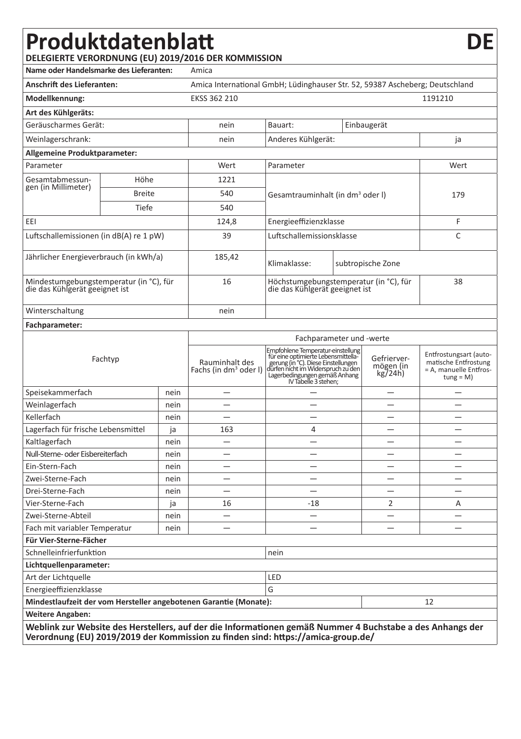# Produktdatenblatt DE

**DELEGIERTE VERORDNUNG (EU) 2019/2016 DER KOMMISSION**

| | | | | | | |
|---|---|---|---|---|---|---|
| **Name oder Handelsmarke des Lieferanten:** | | Amica | | | | |
| **Anschrift des Lieferanten:** | | Amica International GmbH; Lüdinghauser Str. 52, 59387 Ascheberg; Deutschland | | | | |
| **Modellkennung:** | | EKSS 362 210 | | | | 1191210 |
| **Art des Kühlgeräts:** | | | | | | |
| Geräuscharmes Gerät: | | nein | Bauart: | Einbaugerät | | |
| Weinlagerschrank: | | nein | Anderes Kühlgerät: | | | ja |
| **Allgemeine Produktparameter:** | | | | | | |
| Parameter | | Wert | Parameter | | | Wert |
| Gesamtabmessungen (in Millimeter) | Höhe | 1221 | Gesamtrauminhalt (in $dm^3$ oder l) | | | 179 |
| | Breite | 540 | | | | |
| | Tiefe | 540 | | | | |
| EEI | | 124,8 | Energieeffizienzklasse | | | F |
| Luftschallemissionen (in dB(A) re 1 pW) | | 39 | Luftschallemissionsklasse | | | C |
| Jährlicher Energieverbrauch (in kWh/a) | | 185,42 | Klimaklasse: | subtropische Zone | | |
| Mindestumgebungstemperatur (in °C), für die das Kühlgerät geeignet ist | | 16 | Höchstumgebungstemperatur (in °C), für die das Kühlgerät geeignet ist | | | 38 |
| Winterschaltung | | nein | | | | |

**Fachparameter:**

| Fachtyp | | Rauminhalt des Fachs (in $dm^3$ oder l) | Empfohlene Temperatur-einstellung für eine optimierte Lebensmittellagerung (in °C). Diese Einstellungen dürfen nicht im Widerspruch zu den Lagerbedingungen gemäß Anhang IV Tabelle 3 stehen; | Gefriervermögen (in kg/24h) | Entfrostungsart (automatische Entfrostung = A, manuelle Entfrostung = M) |
|---|---|---|---|---|---|
| Speisekammerfach | nein | — | — | — | — |
| Weinlagerfach | nein | — | — | — | — |
| Kellerfach | nein | — | — | — | — |
| Lagerfach für frische Lebensmittel | ja | 163 | 4 | — | — |
| Kaltlagerfach | nein | — | — | — | — |
| Null-Sterne- oder Eisbereiterfach | nein | — | — | — | — |
| Ein-Stern-Fach | nein | — | — | — | — |
| Zwei-Sterne-Fach | nein | — | — | — | — |
| Drei-Sterne-Fach | nein | — | — | — | — |
| Vier-Sterne-Fach | ja | 16 | -18 | 2 | A |
| Zwei-Sterne-Abteil | nein | — | — | — | — |
| Fach mit variabler Temperatur | nein | — | — | — | — |

| | | |
|---|---|---|
| **Für Vier-Sterne-Fächer** | | |
| Schnelleinfrierfunktion | nein | |
| **Lichtquellenparameter:** | | |
| Art der Lichtquelle | LED | |
| Energieeffizienzklasse | G | |
| **Mindestlaufzeit der vom Hersteller angebotenen Garantie (Monate):** | | 12 |
| **Weitere Angaben:** | | |

**Weblink zur Website des Herstellers, auf der die Informationen gemäß Nummer 4 Buchstabe a des Anhangs der Verordnung (EU) 2019/2019 der Kommission zu finden sind: https://amica-group.de/**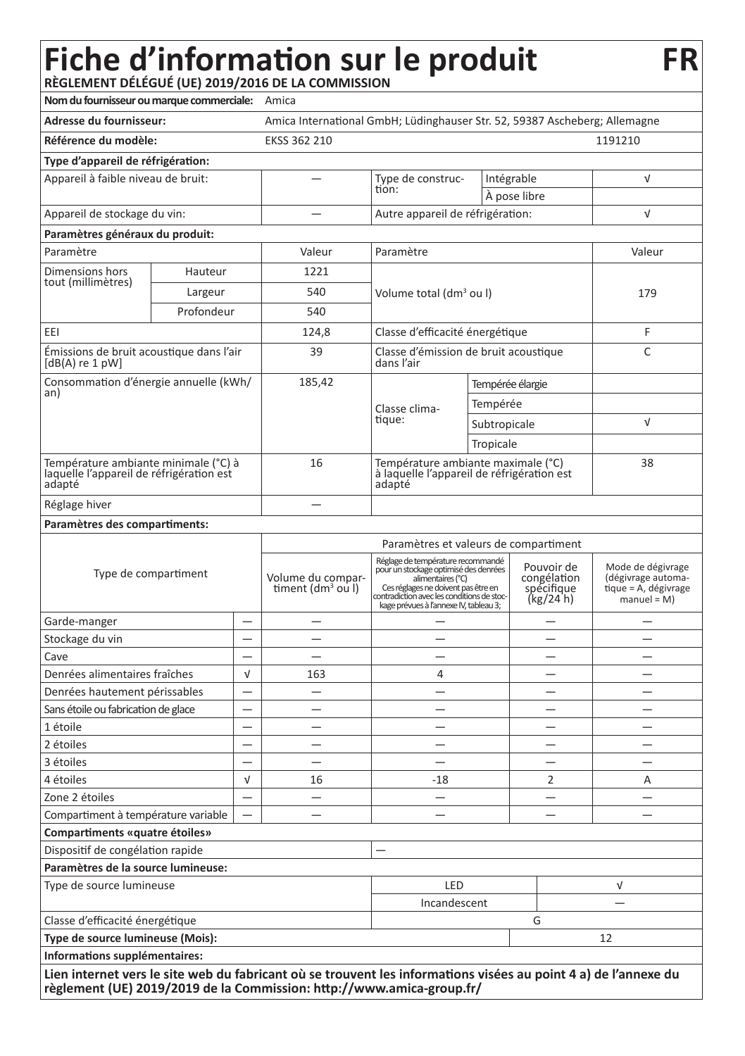# Fiche d'information sur le produit FR

**RÈGLEMENT DÉLÉGUÉ (UE) 2019/2016 DE LA COMMISSION**

| | | | | | |
|---|---|---|---|---|---|
| **Nom du fournisseur ou marque commerciale:** | Amica | | | | |
| **Adresse du fournisseur:** | Amica International GmbH; Lüdinghauser Str. 52, 59387 Ascheberg; Allemagne | | | | |
| **Référence du modèle:** | EKSS 362 210 | | | | 1191210 |
| **Type d'appareil de réfrigération:** | | | | | |
| Appareil à faible niveau de bruit: | — | Type de construction: | Intégrable | | √ |
| | | | À pose libre | | |
| Appareil de stockage du vin: | — | Autre appareil de réfrigération: | | | √ |

**Paramètres généraux du produit:**

| Paramètre | | Valeur | Paramètre | | Valeur |
|---|---|---|---|---|---|
| Dimensions hors tout (millimètres) | Hauteur | 1221 | Volume total (dm³ ou l) | | 179 |
| | Largeur | 540 | | | |
| | Profondeur | 540 | | | |
| EEI | | 124,8 | Classe d'efficacité énergétique | | F |
| Émissions de bruit acoustique dans l'air [dB(A) re 1 pW] | | 39 | Classe d'émission de bruit acoustique dans l'air | | C |
| Consommation d'énergie annuelle (kWh/an) | | 185,42 | Classe climatique: | Tempérée élargie | |
| | | | | Tempérée | |
| | | | | Subtropicale | √ |
| | | | | Tropicale | |
| Température ambiante minimale (°C) à laquelle l'appareil de réfrigération est adapté | | 16 | Température ambiante maximale (°C) à laquelle l'appareil de réfrigération est adapté | | 38 |
| Réglage hiver | | — | | | |

**Paramètres des compartiments:**

| Type de compartiment | | Paramètres et valeurs de compartiment | | | |
|---|---|---|---|---|---|
| | | Volume du compartiment (dm³ ou l) | Réglage de température recommandé pour un stockage optimisé des denrées alimentaires (°C) Ces réglages ne doivent pas être en contradiction avec les conditions de stockage prévues à l'annexe IV, tableau 3; | Pouvoir de congélation spécifique (kg/24 h) | Mode de dégivrage (dégivrage automatique = A, dégivrage manuel = M) |
| Garde-manger | — | — | — | — | — |
| Stockage du vin | — | — | — | — | — |
| Cave | — | — | — | — | — |
| Denrées alimentaires fraîches | √ | 163 | 4 | — | — |
| Denrées hautement périssables | — | — | — | — | — |
| Sans étoile ou fabrication de glace | — | — | — | — | — |
| 1 étoile | — | — | — | — | — |
| 2 étoiles | — | — | — | — | — |
| 3 étoiles | — | — | — | — | — |
| 4 étoiles | √ | 16 | -18 | 2 | A |
| Zone 2 étoiles | — | — | — | — | — |
| Compartiment à température variable | — | — | — | — | — |

**Compartiments «quatre étoiles»**

| | |
|---|---|
| Dispositif de congélation rapide | — |

**Paramètres de la source lumineuse:**

| | | |
|---|---|---|
| Type de source lumineuse | LED | √ |
| | Incandescent | — |
| Classe d'efficacité énergétique | G | |
| **Type de source lumineuse (Mois):** | 12 | |

**Informations supplémentaires:**

**Lien internet vers le site web du fabricant où se trouvent les informations visées au point 4 a) de l'annexe du règlement (UE) 2019/2019 de la Commission: http://www.amica-group.fr/**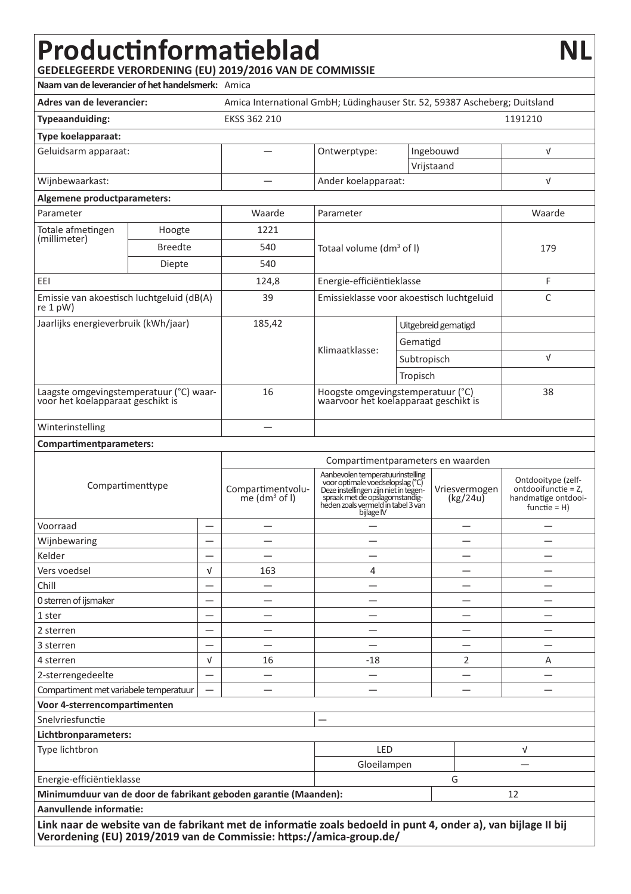# Productinformatieblad NL

**GEDELEGEERDE VERORDENING (EU) 2019/2016 VAN DE COMMISSIE**

| | | | | | |
|---|---|---|---|---|---|
| **Naam van de leverancier of het handelsmerk:** | Amica | | | | |
| **Adres van de leverancier:** | Amica International GmbH; Lüdinghauser Str. 52, 59387 Ascheberg; Duitsland | | | | |
| **Typeaanduiding:** | EKSS 362 210 | | | | 1191210 |
| **Type koelapparaat:** | | | | | |
| Geluidsarm apparaat: | — | Ontwerptype: | Ingebouwd | | √ |
| | | | Vrijstaand | | |
| Wijnbewaarkast: | — | Ander koelapparaat: | | | √ |

| | | | | | |
|---|---|---|---|---|---|
| **Algemene productparameters:** | | | | | |
| Parameter | | Waarde | Parameter | | Waarde |
| Totale afmetingen (millimeter) | Hoogte | 1221 | Totaal volume ($dm^3$ of l) | | 179 |
| | Breedte | 540 | | | |
| | Diepte | 540 | | | |
| EEI | | 124,8 | Energie-efficiëntieklasse | | F |
| Emissie van akoestisch luchtgeluid (dB(A) re 1 pW) | | 39 | Emissieklasse voor akoestisch luchtgeluid | | C |
| Jaarlijks energieverbruik (kWh/jaar) | | 185,42 | Klimaatklasse: | Uitgebreid gematigd | |
| | | | | Gematigd | |
| | | | | Subtropisch | √ |
| | | | | Tropisch | |
| Laagste omgevingstemperatuur (°C) waarvoor het koelapparaat geschikt is | | 16 | Hoogste omgevingstemperatuur (°C) waarvoor het koelapparaat geschikt is | | 38 |
| Winterinstelling | | — | | | |

| | | | | | |
|---|---|---|---|---|---|
| **Compartimentparameters:** | | | | | |
| Compartimenttype | | Compartimentparameters en waarden | | | |
| | | Compartimentvolume ($dm^3$ of l) | Aanbevolen temperatuurinstelling voor optimale voedselopslag (°C) Deze instellingen zijn niet in tegenspraak met de opslagomstandigheden zoals vermeld in tabel 3 van bijlage IV | Vriesvermogen (kg/24u) | Ontdooitype (zelfontdooifunctie = Z, handmatige ontdooifunctie = H) |
| Voorraad | — | — | — | — | — |
| Wijnbewaring | — | — | — | — | — |
| Kelder | — | — | — | — | — |
| Vers voedsel | √ | 163 | 4 | — | — |
| Chill | — | — | — | — | — |
| 0 sterren of ijsmaker | — | — | — | — | — |
| 1 ster | — | — | — | — | — |
| 2 sterren | — | — | — | — | — |
| 3 sterren | — | — | — | — | — |
| 4 sterren | √ | 16 | -18 | 2 | A |
| 2-sterrengedeelte | — | — | — | — | — |
| Compartiment met variabele temperatuur | — | — | — | — | — |

| | | |
|---|---|---|
| **Voor 4-sterrencompartimenten** | | |
| Snelvriesfunctie | — | |
| **Lichtbronparameters:** | | |
| Type lichtbron | LED | √ |
| | Gloeilampen | — |
| Energie-efficiëntieklasse | G | |
| **Minimumduur van de door de fabrikant geboden garantie (Maanden):** | 12 | |
| **Aanvullende informatie:** | | |

**Link naar de website van de fabrikant met de informatie zoals bedoeld in punt 4, onder a), van bijlage II bij Verordening (EU) 2019/2019 van de Commissie: https://amica-group.de/**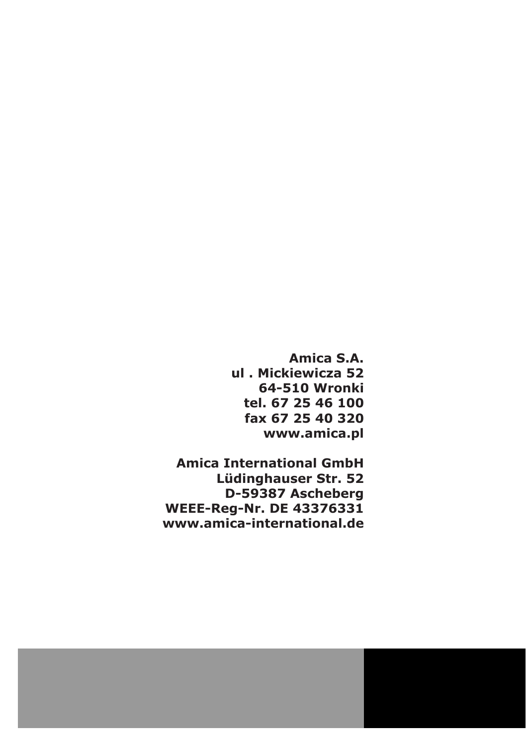**Amica S.A.**
**ul . Mickiewicza 52**
**64-510 Wronki**
**tel. 67 25 46 100**
**fax 67 25 40 320**
**www.amica.pl**

**Amica International GmbH**
**Lüdinghauser Str. 52**
**D-59387 Ascheberg**
**WEEE-Reg-Nr. DE 43376331**
**www.amica-international.de**